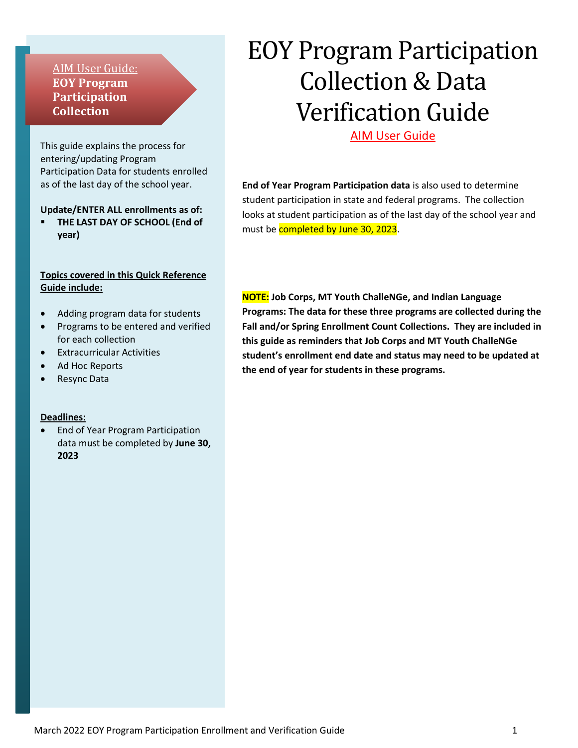# EOY Program Participation Collection & Data Verification Guide

AIM User Guide

**AIM User Guide: EOY Program Participation Collection**

This guide explains the process for entering/updating Program Participation Data for students enrolled as of the last day of the school year.

**Update/ENTER ALL enrollments as of:**

- **THE LAST DAY OF SCHOOL (End of year)**

**Topics covered in this Quick Reference Guide include:**

- Adding program data for students
- Programs to be entered and verified for each collection
- Extracurricular Activities
- Ad Hoc Reports
- Resync Data

**Deadlines:**

- End of Year Program Participation data must be completed by **June 30, 2023**

**End of Year Program Participation data** is also used to determine student participation in state and federal programs. The collection looks at student participation as of the last day of the school year and must be completed by June 30, 2023.

**NOTE: Job Corps, MT Youth ChalleNGe, and Indian Language Programs: The data for these three programs are collected during the Fall and/or Spring Enrollment Count Collections. They are included in this guide as reminders that Job Corps and MT Youth ChalleNGe student's enrollment end date and status may need to be updated at the end of year for students in these programs.**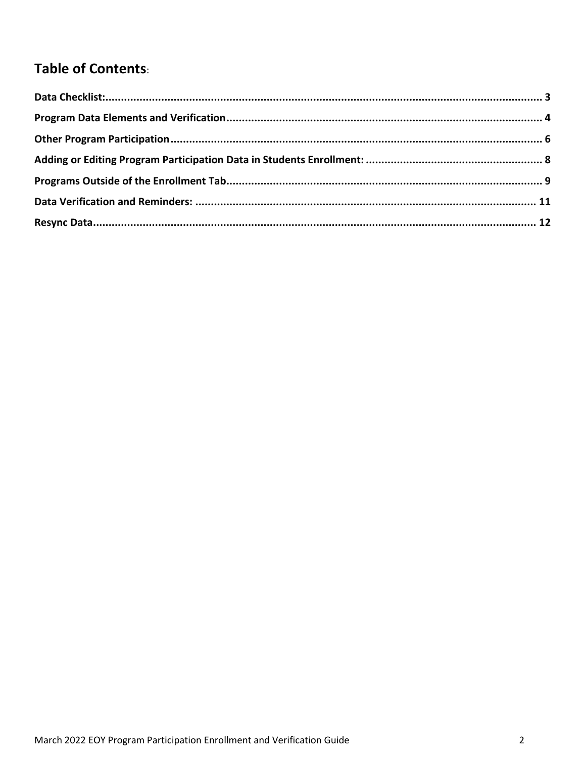## Table of Contents:

| | |
|---|---|
| **Data Checklist:** | **3** |
| **Program Data Elements and Verification** | **4** |
| **Other Program Participation** | **6** |
| **Adding or Editing Program Participation Data in Students Enrollment:** | **8** |
| **Programs Outside of the Enrollment Tab** | **9** |
| **Data Verification and Reminders:** | **11** |
| **Resync Data** | **12** |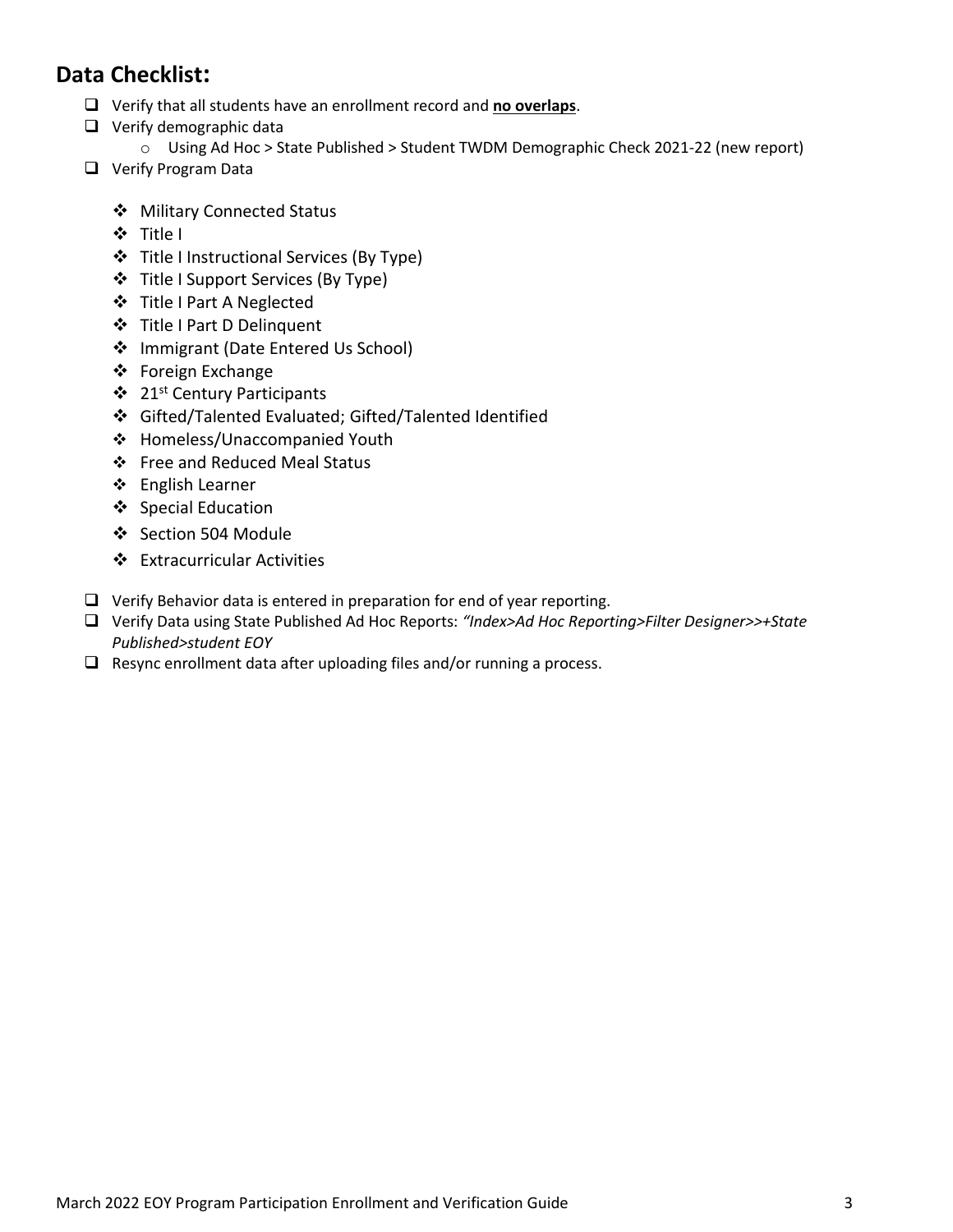## Data Checklist:

- [ ] Verify that all students have an enrollment record and **no overlaps**.
- [ ] Verify demographic data
    - Using Ad Hoc > State Published > Student TWDM Demographic Check 2021-22 (new report)
- [ ] Verify Program Data
    - Military Connected Status
    - Title I
    - Title I Instructional Services (By Type)
    - Title I Support Services (By Type)
    - Title I Part A Neglected
    - Title I Part D Delinquent
    - Immigrant (Date Entered Us School)
    - Foreign Exchange
    - 21st Century Participants
    - Gifted/Talented Evaluated; Gifted/Talented Identified
    - Homeless/Unaccompanied Youth
    - Free and Reduced Meal Status
    - English Learner
    - Special Education
    - Section 504 Module
    - Extracurricular Activities
- [ ] Verify Behavior data is entered in preparation for end of year reporting.
- [ ] Verify Data using State Published Ad Hoc Reports: *"Index>Ad Hoc Reporting>Filter Designer>>+State Published>student EOY*
- [ ] Resync enrollment data after uploading files and/or running a process.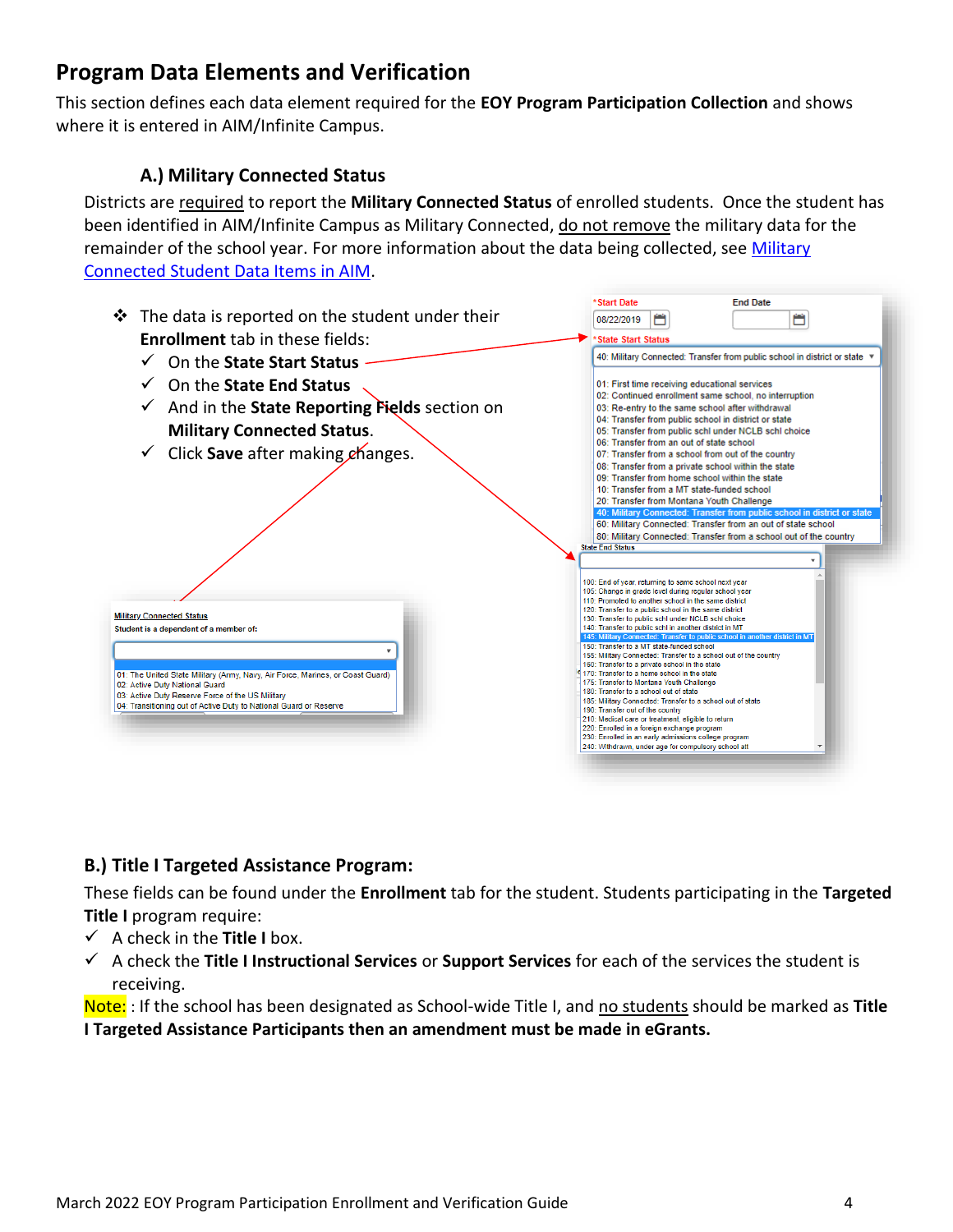## Program Data Elements and Verification

This section defines each data element required for the **EOY Program Participation Collection** and shows where it is entered in AIM/Infinite Campus.

### A.) Military Connected Status

Districts are required to report the **Military Connected Status** of enrolled students. Once the student has been identified in AIM/Infinite Campus as Military Connected, do not remove the military data for the remainder of the school year. For more information about the data being collected, see [Military Connected Student Data Items in AIM](#).

- The data is reported on the student under their **Enrollment** tab in these fields:
  - ✓ On the **State Start Status**
  - ✓ On the **State End Status**
  - ✓ And in the **State Reporting Fields** section on **Military Connected Status**.
  - ✓ Click **Save** after making changes.

### B.) Title I Targeted Assistance Program:

These fields can be found under the **Enrollment** tab for the student. Students participating in the **Targeted Title I** program require:

- ✓ A check in the **Title I** box.
- ✓ A check the **Title I Instructional Services** or **Support Services** for each of the services the student is receiving.

Note: : If the school has been designated as School-wide Title I, and no students should be marked as **Title I Targeted Assistance Participants then an amendment must be made in eGrants.**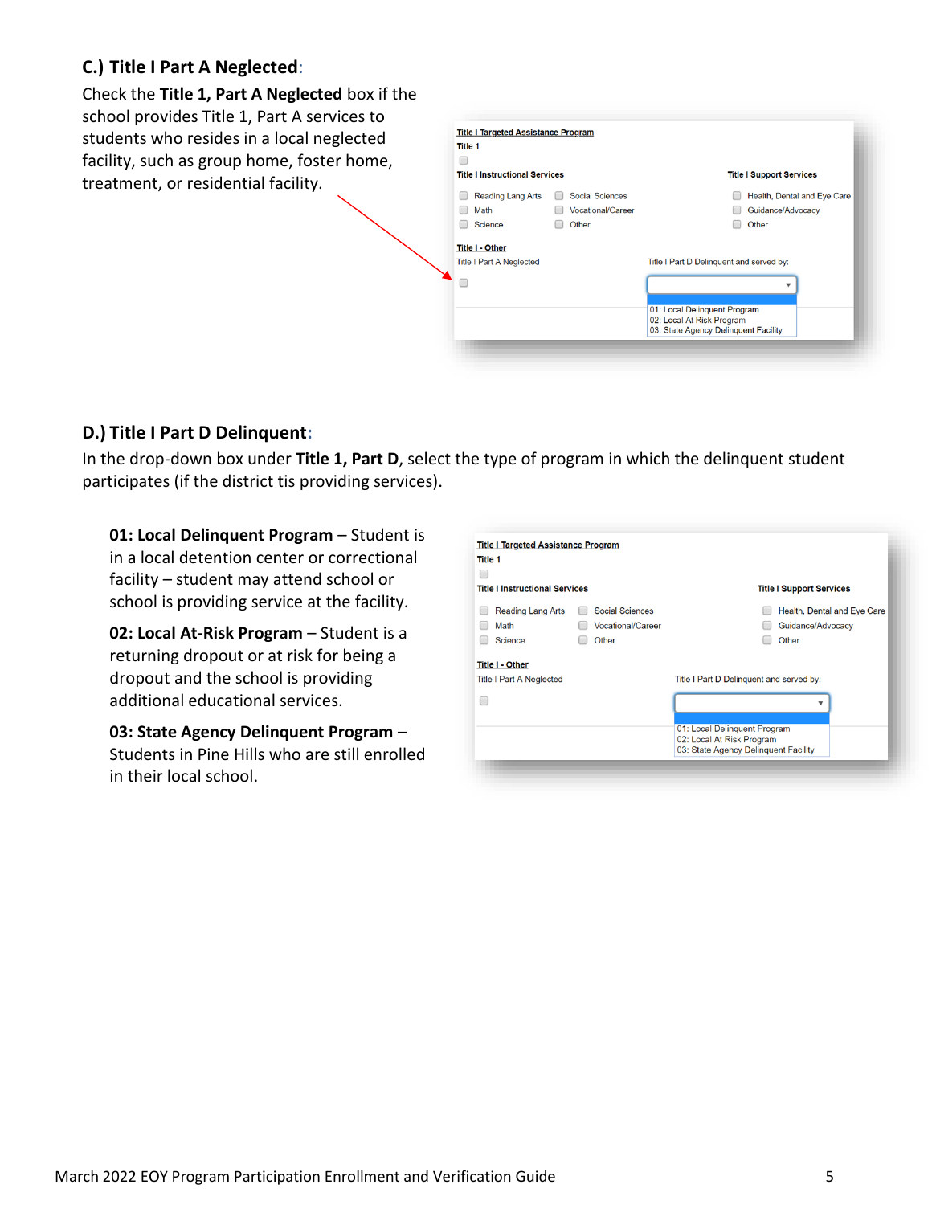### C.) Title I Part A Neglected:

Check the **Title 1, Part A Neglected** box if the school provides Title 1, Part A services to students who resides in a local neglected facility, such as group home, foster home, treatment, or residential facility.

### D.) Title I Part D Delinquent:

In the drop-down box under **Title 1, Part D**, select the type of program in which the delinquent student participates (if the district tis providing services).

**01: Local Delinquent Program** – Student is in a local detention center or correctional facility – student may attend school or school is providing service at the facility.

**02: Local At-Risk Program** – Student is a returning dropout or at risk for being a dropout and the school is providing additional educational services.

**03: State Agency Delinquent Program** – Students in Pine Hills who are still enrolled in their local school.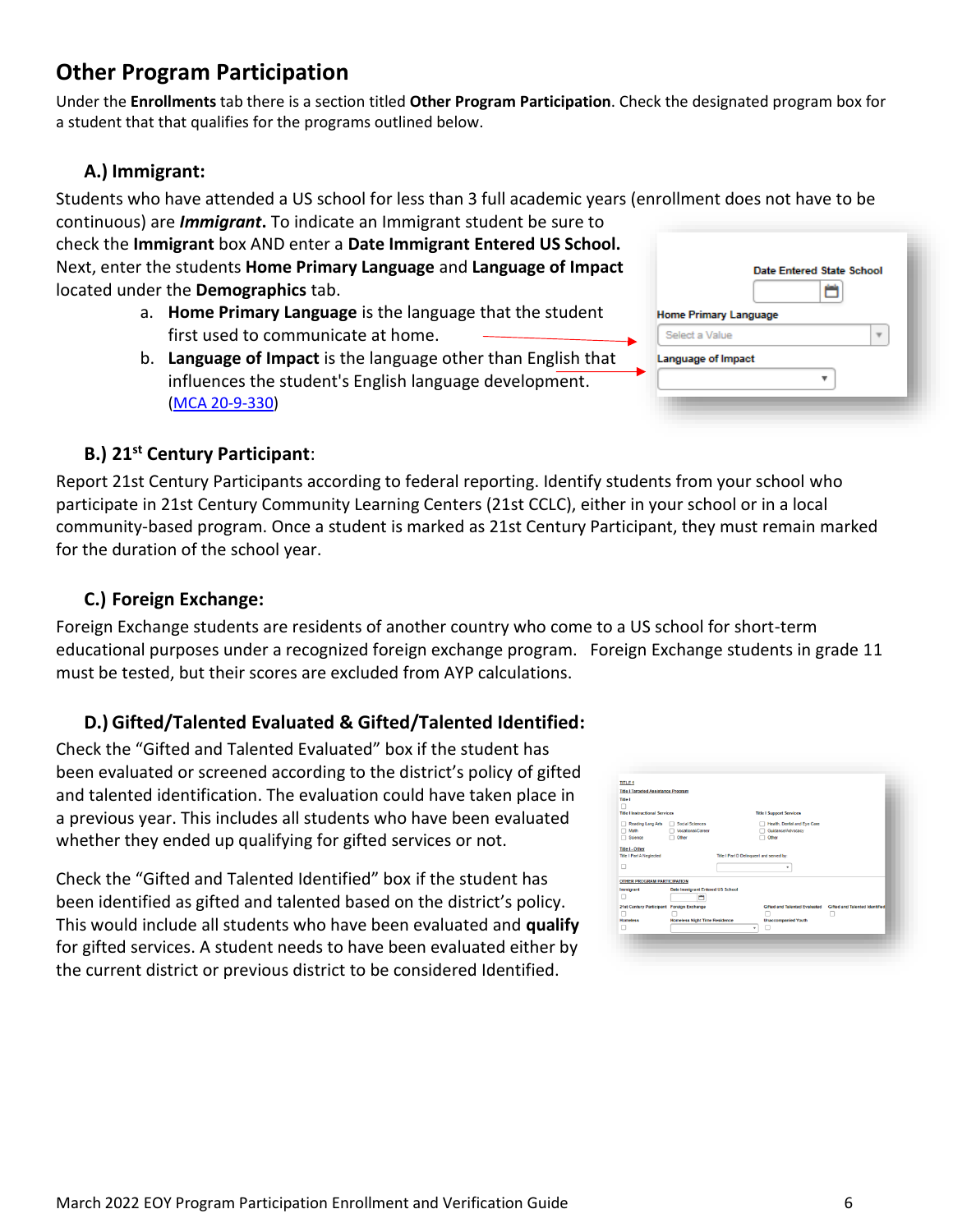## Other Program Participation

Under the **Enrollments** tab there is a section titled **Other Program Participation**. Check the designated program box for a student that that qualifies for the programs outlined below.

### A.) Immigrant:

Students who have attended a US school for less than 3 full academic years (enrollment does not have to be continuous) are ***Immigrant***. To indicate an Immigrant student be sure to check the **Immigrant** box AND enter a **Date Immigrant Entered US School.** Next, enter the students **Home Primary Language** and **Language of Impact** located under the **Demographics** tab.

a. **Home Primary Language** is the language that the student first used to communicate at home.

b. **Language of Impact** is the language other than English that influences the student's English language development. ([MCA 20-9-330](MCA 20-9-330))

### B.) 21st Century Participant:

Report 21st Century Participants according to federal reporting. Identify students from your school who participate in 21st Century Community Learning Centers (21st CCLC), either in your school or in a local community-based program. Once a student is marked as 21st Century Participant, they must remain marked for the duration of the school year.

### C.) Foreign Exchange:

Foreign Exchange students are residents of another country who come to a US school for short-term educational purposes under a recognized foreign exchange program. Foreign Exchange students in grade 11 must be tested, but their scores are excluded from AYP calculations.

### D.) Gifted/Talented Evaluated & Gifted/Talented Identified:

Check the "Gifted and Talented Evaluated" box if the student has been evaluated or screened according to the district's policy of gifted and talented identification. The evaluation could have taken place in a previous year. This includes all students who have been evaluated whether they ended up qualifying for gifted services or not.

Check the "Gifted and Talented Identified" box if the student has been identified as gifted and talented based on the district's policy. This would include all students who have been evaluated and **qualify** for gifted services. A student needs to have been evaluated either by the current district or previous district to be considered Identified.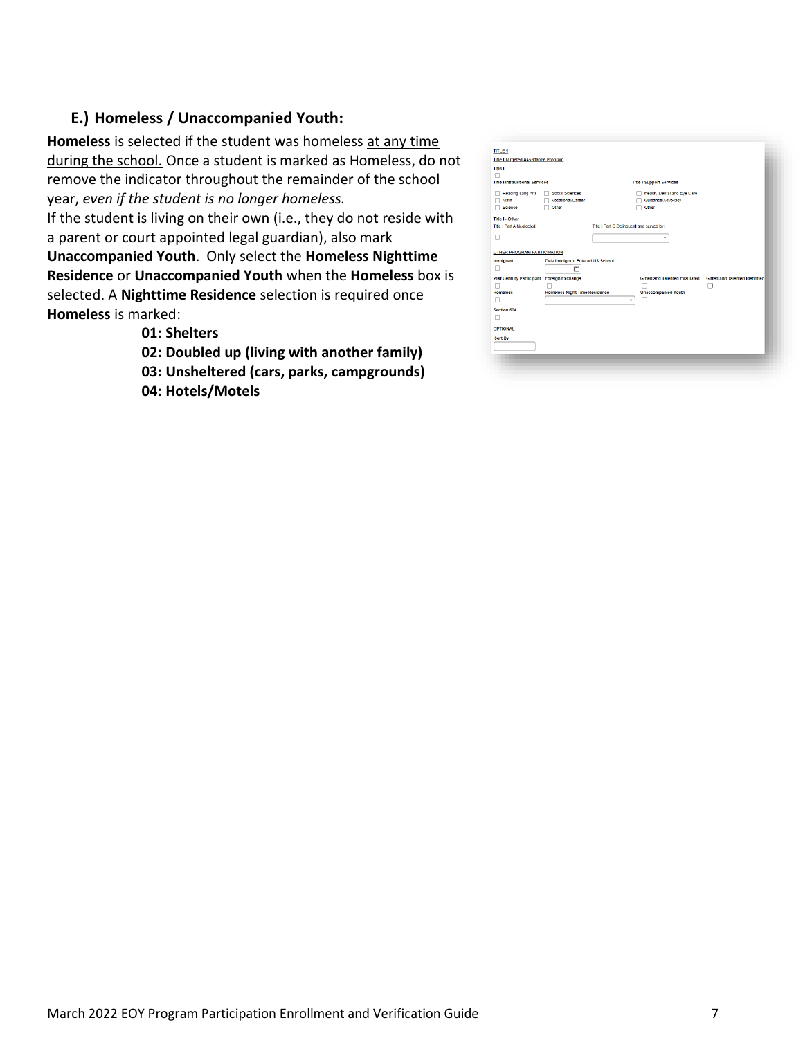## E.) Homeless / Unaccompanied Youth:

**Homeless** is selected if the student was homeless at any time during the school. Once a student is marked as Homeless, do not remove the indicator throughout the remainder of the school year, *even if the student is no longer homeless.*

If the student is living on their own (i.e., they do not reside with a parent or court appointed legal guardian), also mark **Unaccompanied Youth**. Only select the **Homeless Nighttime Residence** or **Unaccompanied Youth** when the **Homeless** box is selected. A **Nighttime Residence** selection is required once **Homeless** is marked:

- **01: Shelters**
- **02: Doubled up (living with another family)**
- **03: Unsheltered (cars, parks, campgrounds)**
- **04: Hotels/Motels**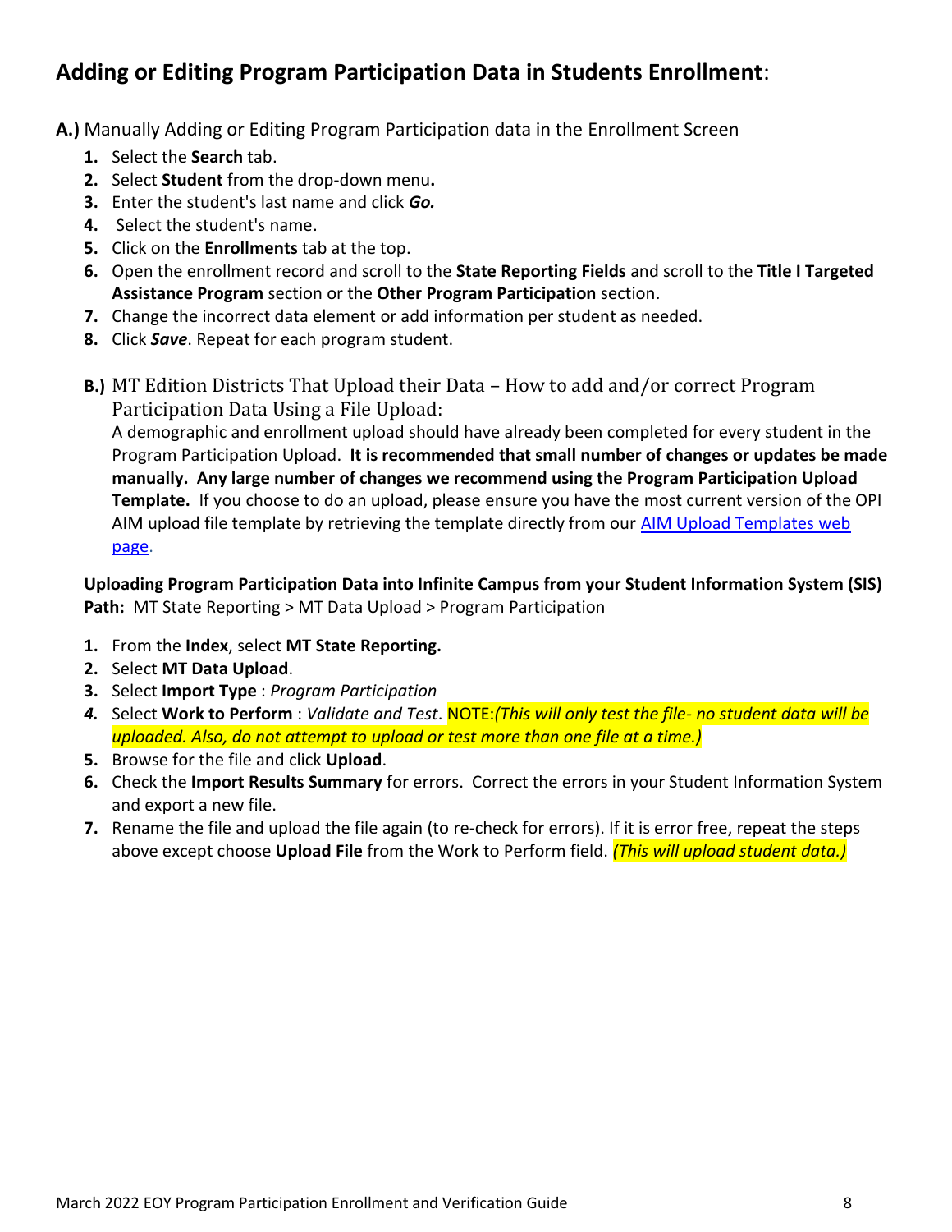## **Adding or Editing Program Participation Data in Students Enrollment**:

**A.)** Manually Adding or Editing Program Participation data in the Enrollment Screen

1. Select the **Search** tab.
2. Select **Student** from the drop-down menu**.**
3. Enter the student's last name and click ***Go.***
4. Select the student's name.
5. Click on the **Enrollments** tab at the top.
6. Open the enrollment record and scroll to the **State Reporting Fields** and scroll to the **Title I Targeted Assistance Program** section or the **Other Program Participation** section.
7. Change the incorrect data element or add information per student as needed.
8. Click ***Save***. Repeat for each program student.

**B.)** MT Edition Districts That Upload their Data – How to add and/or correct Program Participation Data Using a File Upload:

A demographic and enrollment upload should have already been completed for every student in the Program Participation Upload. **It is recommended that small number of changes or updates be made manually. Any large number of changes we recommend using the Program Participation Upload Template.** If you choose to do an upload, please ensure you have the most current version of the OPI AIM upload file template by retrieving the template directly from our [AIM Upload Templates web page](AIM Upload Templates web page).

**Uploading Program Participation Data into Infinite Campus from your Student Information System (SIS)**
**Path:** MT State Reporting > MT Data Upload > Program Participation

1. From the **Index**, select **MT State Reporting.**
2. Select **MT Data Upload**.
3. Select **Import Type** : *Program Participation*
4. Select **Work to Perform** : *Validate and Test*. NOTE:*(This will only test the file- no student data will be uploaded. Also, do not attempt to upload or test more than one file at a time.)*
5. Browse for the file and click **Upload**.
6. Check the **Import Results Summary** for errors. Correct the errors in your Student Information System and export a new file.
7. Rename the file and upload the file again (to re-check for errors). If it is error free, repeat the steps above except choose **Upload File** from the Work to Perform field. *(This will upload student data.)*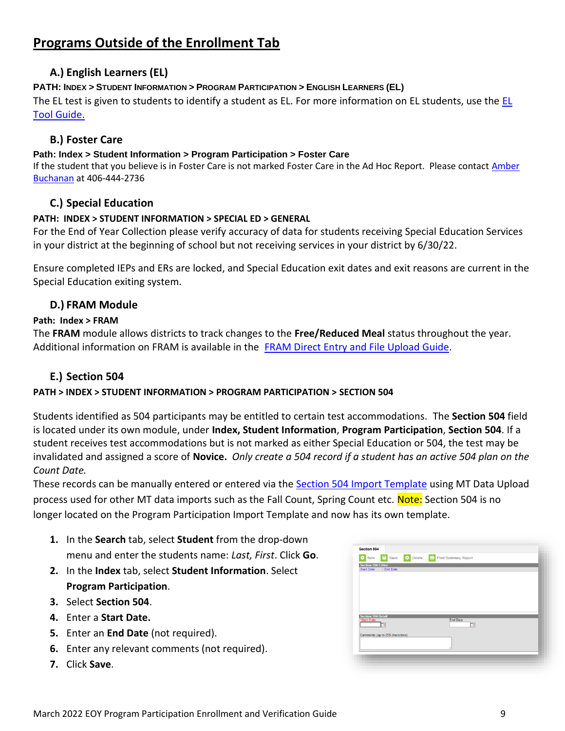## Programs Outside of the Enrollment Tab

### A.) English Learners (EL)

**PATH: INDEX > STUDENT INFORMATION > PROGRAM PARTICIPATION > ENGLISH LEARNERS (EL)**

The EL test is given to students to identify a student as EL. For more information on EL students, use the EL Tool Guide.

### B.) Foster Care

**Path: Index > Student Information > Program Participation > Foster Care**

If the student that you believe is in Foster Care is not marked Foster Care in the Ad Hoc Report. Please contact Amber Buchanan at 406-444-2736

### C.) Special Education

**PATH: INDEX > STUDENT INFORMATION > SPECIAL ED > GENERAL**

For the End of Year Collection please verify accuracy of data for students receiving Special Education Services in your district at the beginning of school but not receiving services in your district by 6/30/22.

Ensure completed IEPs and ERs are locked, and Special Education exit dates and exit reasons are current in the Special Education exiting system.

### D.) FRAM Module

**Path: Index > FRAM**

The **FRAM** module allows districts to track changes to the **Free/Reduced Meal** status throughout the year. Additional information on FRAM is available in the FRAM Direct Entry and File Upload Guide.

### E.) Section 504

**PATH > INDEX > STUDENT INFORMATION > PROGRAM PARTICIPATION > SECTION 504**

Students identified as 504 participants may be entitled to certain test accommodations. The **Section 504** field is located under its own module, under **Index, Student Information**, **Program Participation**, **Section 504**. If a student receives test accommodations but is not marked as either Special Education or 504, the test may be invalidated and assigned a score of **Novice.** *Only create a 504 record if a student has an active 504 plan on the Count Date.*

These records can be manually entered or entered via the Section 504 Import Template using MT Data Upload process used for other MT data imports such as the Fall Count, Spring Count etc. Note: Section 504 is no longer located on the Program Participation Import Template and now has its own template.

1. In the **Search** tab, select **Student** from the drop-down menu and enter the students name: *Last, First*. Click **Go**.
2. In the **Index** tab, select **Student Information**. Select **Program Participation**.
3. Select **Section 504**.
4. Enter a **Start Date.**
5. Enter an **End Date** (not required).
6. Enter any relevant comments (not required).
7. Click **Save**.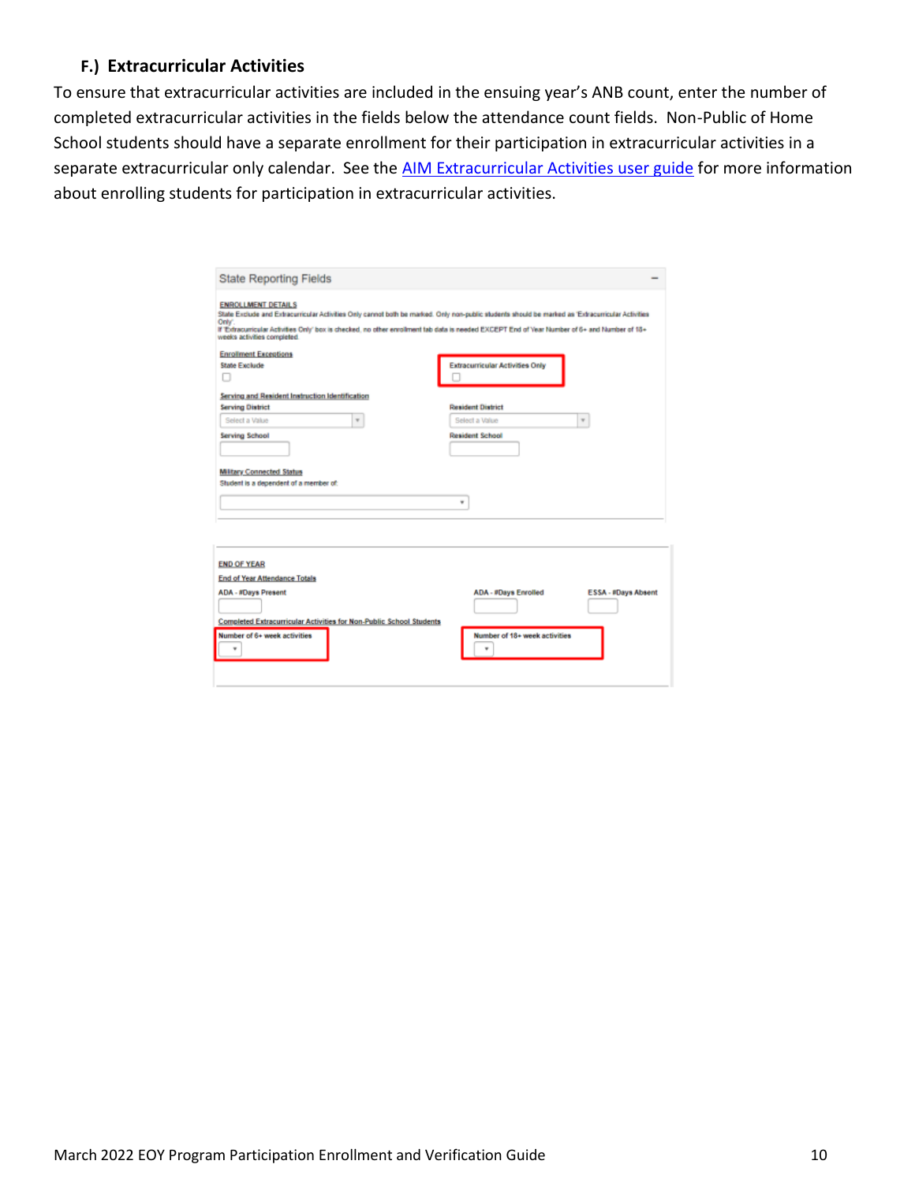### F.) Extracurricular Activities

To ensure that extracurricular activities are included in the ensuing year's ANB count, enter the number of completed extracurricular activities in the fields below the attendance count fields. Non-Public of Home School students should have a separate enrollment for their participation in extracurricular activities in a separate extracurricular only calendar. See the [AIM Extracurricular Activities user guide]() for more information about enrolling students for participation in extracurricular activities.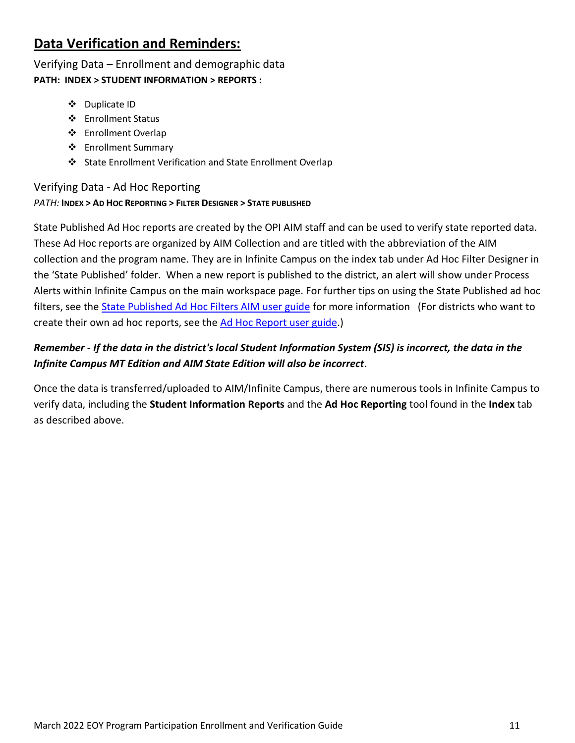## Data Verification and Reminders:

### Verifying Data – Enrollment and demographic data

**PATH: INDEX > STUDENT INFORMATION > REPORTS :**

- Duplicate ID
- Enrollment Status
- Enrollment Overlap
- Enrollment Summary
- State Enrollment Verification and State Enrollment Overlap

### Verifying Data - Ad Hoc Reporting

*PATH:* **INDEX > AD HOC REPORTING > FILTER DESIGNER > STATE PUBLISHED**

State Published Ad Hoc reports are created by the OPI AIM staff and can be used to verify state reported data. These Ad Hoc reports are organized by AIM Collection and are titled with the abbreviation of the AIM collection and the program name. They are in Infinite Campus on the index tab under Ad Hoc Filter Designer in the 'State Published' folder. When a new report is published to the district, an alert will show under Process Alerts within Infinite Campus on the main workspace page. For further tips on using the State Published ad hoc filters, see the State Published Ad Hoc Filters AIM user guide for more information (For districts who want to create their own ad hoc reports, see the Ad Hoc Report user guide.)

***Remember - If the data in the district's local Student Information System (SIS) is incorrect, the data in the Infinite Campus MT Edition and AIM State Edition will also be incorrect***.

Once the data is transferred/uploaded to AIM/Infinite Campus, there are numerous tools in Infinite Campus to verify data, including the **Student Information Reports** and the **Ad Hoc Reporting** tool found in the **Index** tab as described above.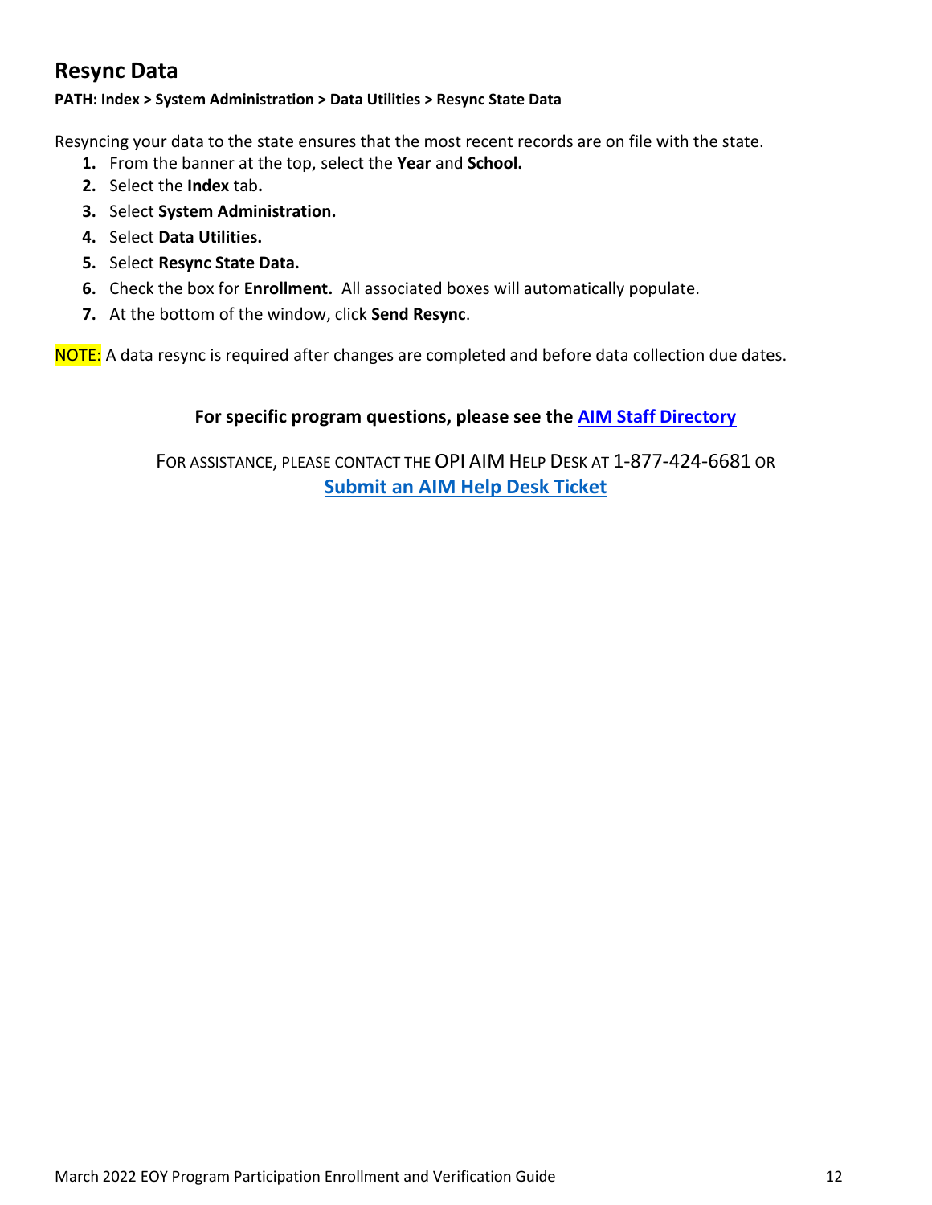## Resync Data

**PATH: Index > System Administration > Data Utilities > Resync State Data**

Resyncing your data to the state ensures that the most recent records are on file with the state.

1. From the banner at the top, select the **Year** and **School.**
2. Select the **Index** tab**.**
3. Select **System Administration.**
4. Select **Data Utilities.**
5. Select **Resync State Data.**
6. Check the box for **Enrollment.** All associated boxes will automatically populate.
7. At the bottom of the window, click **Send Resync**.

NOTE: A data resync is required after changes are completed and before data collection due dates.

**For specific program questions, please see the AIM Staff Directory**

FOR ASSISTANCE, PLEASE CONTACT THE OPI AIM HELP DESK AT 1-877-424-6681 OR
**Submit an AIM Help Desk Ticket**